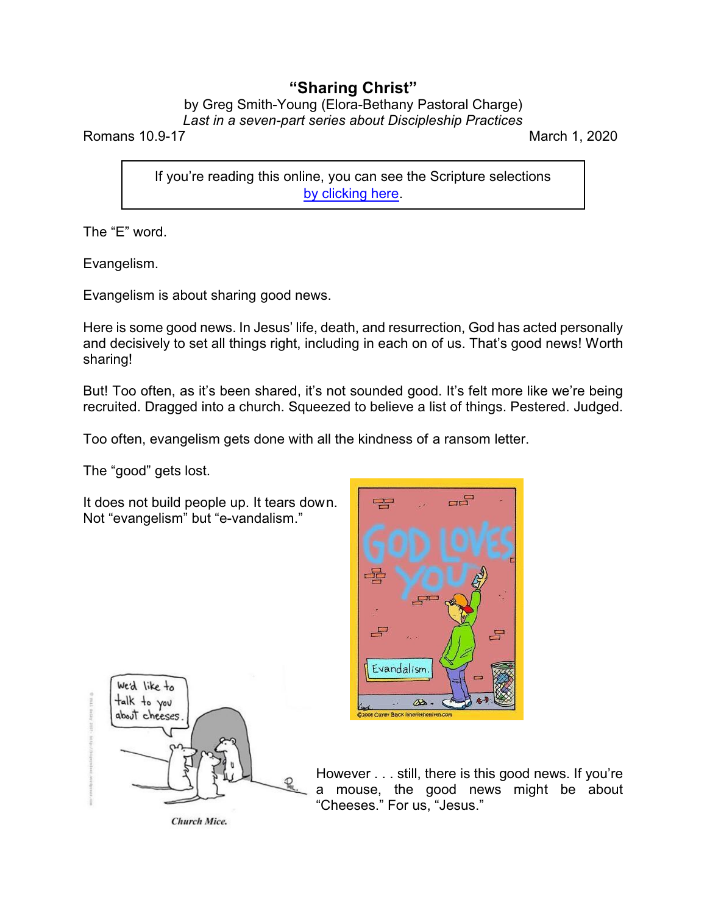# "Sharing Christ"

by Greg Smith-Young (Elora-Bethany Pastoral Charge)

*Last in a seven-part series about Discipleship Practices*

Romans 10.9-17 March 1, 2020

> If you're reading this online, you can see the Scripture selections by clicking here.

The "E" word.

Evangelism.

Evangelism is about sharing good news.

Here is some good news. In Jesus' life, death, and resurrection, God has acted personally and decisively to set all things right, including in each on of us. That's good news! Worth sharing!

But! Too often, as it's been shared, it's not sounded good. It's felt more like we're being recruited. Dragged into a church. Squeezed to believe a list of things. Pestered. Judged.

Too often, evangelism gets done with all the kindness of a ransom letter.

The "good" gets lost.

It does not build people up. It tears down. Not "evangelism" but "e-vandalism."

However . . . still, there is this good news. If you're a mouse, the good news might be about "Cheeses." For us, "Jesus."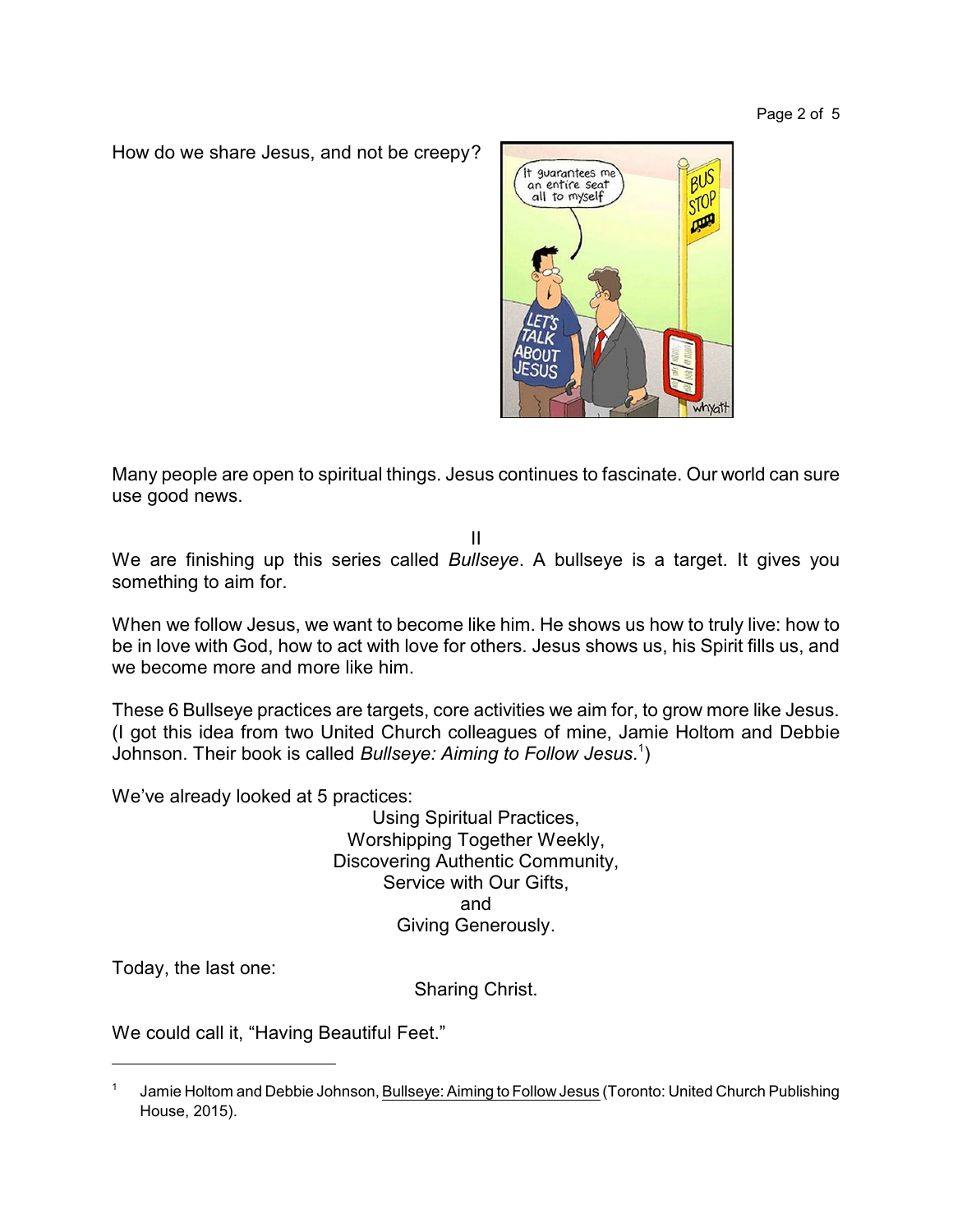How do we share Jesus, and not be creepy?

Many people are open to spiritual things. Jesus continues to fascinate. Our world can sure use good news.

II

We are finishing up this series called *Bullseye*. A bullseye is a target. It gives you something to aim for.

When we follow Jesus, we want to become like him. He shows us how to truly live: how to be in love with God, how to act with love for others. Jesus shows us, his Spirit fills us, and we become more and more like him.

These 6 Bullseye practices are targets, core activities we aim for, to grow more like Jesus. (I got this idea from two United Church colleagues of mine, Jamie Holtom and Debbie Johnson. Their book is called *Bullseye: Aiming to Follow Jesus*.[1])

We've already looked at 5 practices:

Using Spiritual Practices,
Worshipping Together Weekly,
Discovering Authentic Community,
Service with Our Gifts,
and
Giving Generously.

Today, the last one:

Sharing Christ.

We could call it, "Having Beautiful Feet."

---

[1] Jamie Holtom and Debbie Johnson, Bullseye: Aiming to Follow Jesus (Toronto: United Church Publishing House, 2015).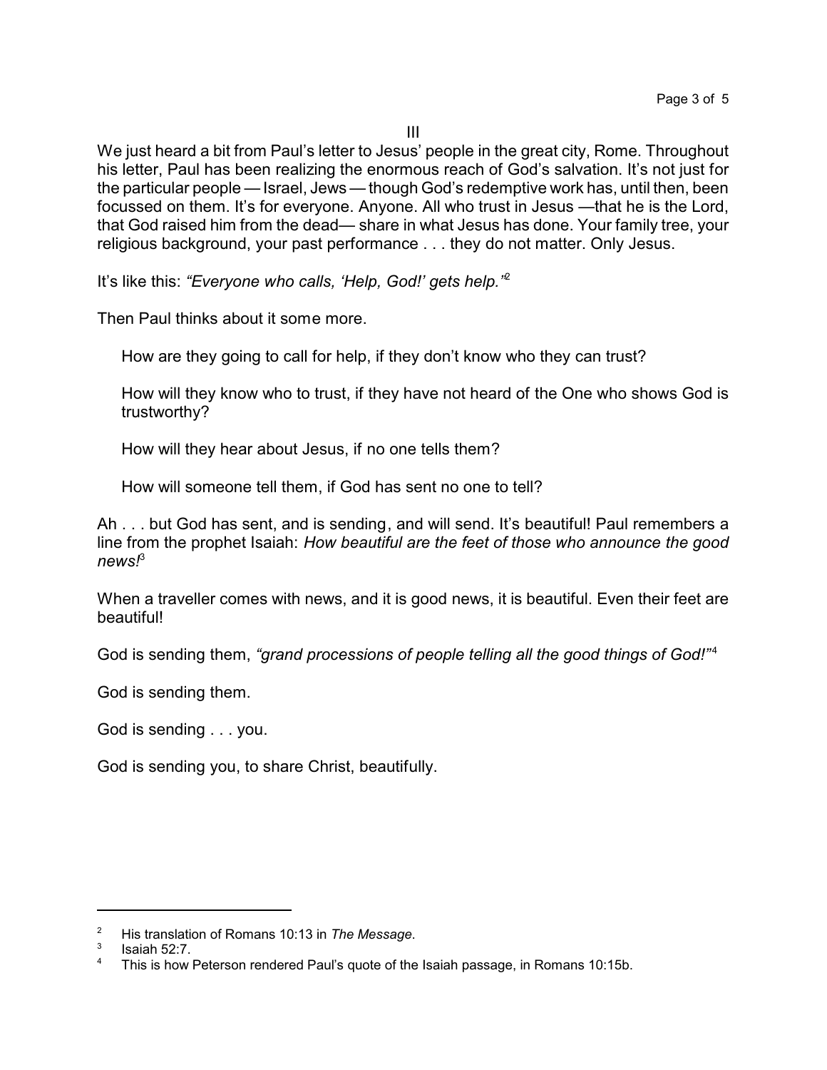III

We just heard a bit from Paul's letter to Jesus' people in the great city, Rome. Throughout his letter, Paul has been realizing the enormous reach of God's salvation. It's not just for the particular people — Israel, Jews — though God's redemptive work has, until then, been focussed on them. It's for everyone. Anyone. All who trust in Jesus —that he is the Lord, that God raised him from the dead— share in what Jesus has done. Your family tree, your religious background, your past performance . . . they do not matter. Only Jesus.

It's like this: *"Everyone who calls, 'Help, God!' gets help."*[2]

Then Paul thinks about it some more.

> How are they going to call for help, if they don't know who they can trust?
>
> How will they know who to trust, if they have not heard of the One who shows God is trustworthy?
>
> How will they hear about Jesus, if no one tells them?
>
> How will someone tell them, if God has sent no one to tell?

Ah . . . but God has sent, and is sending, and will send. It's beautiful! Paul remembers a line from the prophet Isaiah: *How beautiful are the feet of those who announce the good news!*[3]

When a traveller comes with news, and it is good news, it is beautiful. Even their feet are beautiful!

God is sending them, *"grand processions of people telling all the good things of God!"*[4]

God is sending them.

God is sending . . . you.

God is sending you, to share Christ, beautifully.

---

[2] His translation of Romans 10:13 in *The Message*.

[3] Isaiah 52:7.

[4] This is how Peterson rendered Paul's quote of the Isaiah passage, in Romans 10:15b.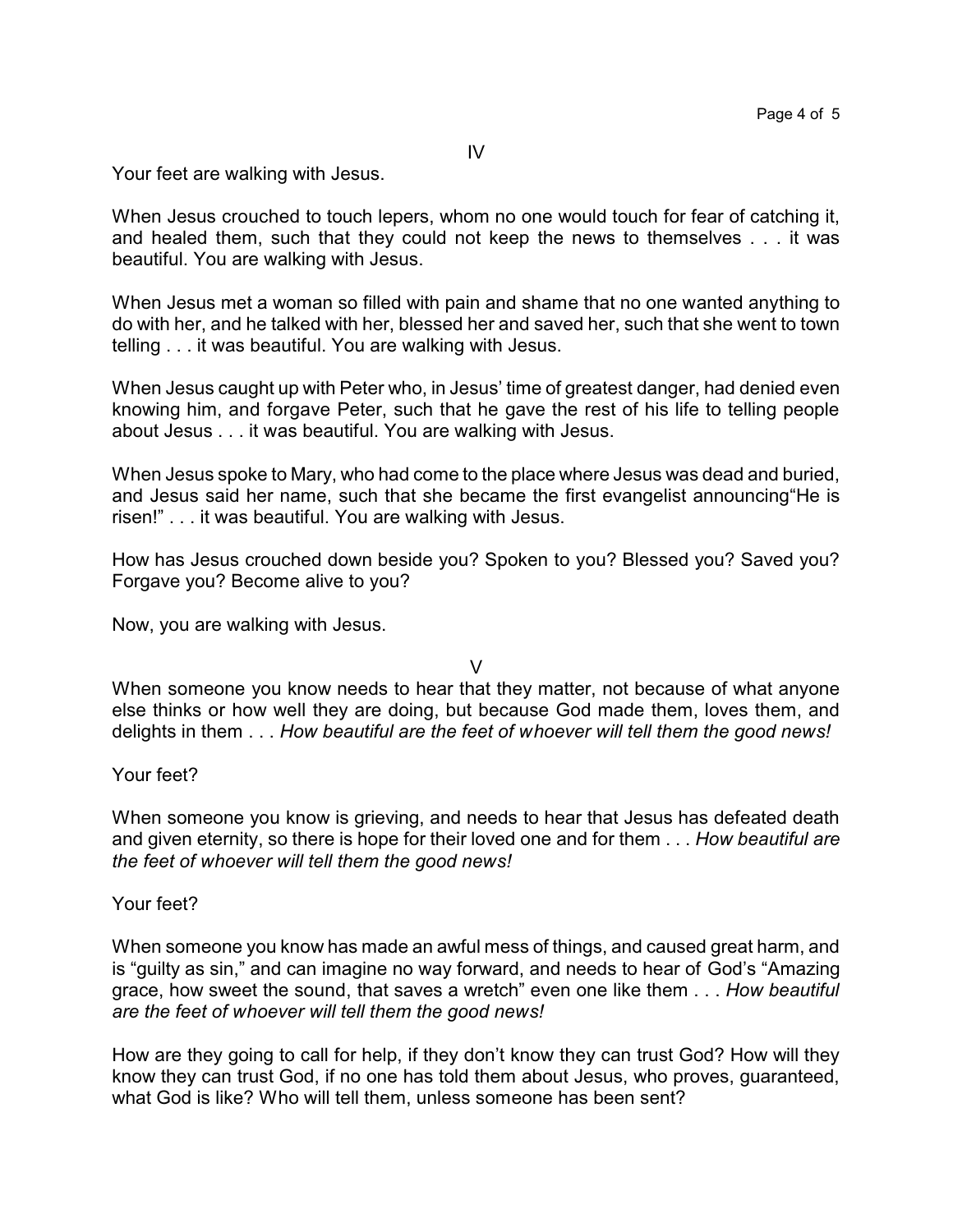IV

Your feet are walking with Jesus.

When Jesus crouched to touch lepers, whom no one would touch for fear of catching it, and healed them, such that they could not keep the news to themselves . . . it was beautiful. You are walking with Jesus.

When Jesus met a woman so filled with pain and shame that no one wanted anything to do with her, and he talked with her, blessed her and saved her, such that she went to town telling . . . it was beautiful. You are walking with Jesus.

When Jesus caught up with Peter who, in Jesus' time of greatest danger, had denied even knowing him, and forgave Peter, such that he gave the rest of his life to telling people about Jesus . . . it was beautiful. You are walking with Jesus.

When Jesus spoke to Mary, who had come to the place where Jesus was dead and buried, and Jesus said her name, such that she became the first evangelist announcing"He is risen!" . . . it was beautiful. You are walking with Jesus.

How has Jesus crouched down beside you? Spoken to you? Blessed you? Saved you? Forgave you? Become alive to you?

Now, you are walking with Jesus.

V

When someone you know needs to hear that they matter, not because of what anyone else thinks or how well they are doing, but because God made them, loves them, and delights in them . . . *How beautiful are the feet of whoever will tell them the good news!*

Your feet?

When someone you know is grieving, and needs to hear that Jesus has defeated death and given eternity, so there is hope for their loved one and for them . . . *How beautiful are the feet of whoever will tell them the good news!*

Your feet?

When someone you know has made an awful mess of things, and caused great harm, and is "guilty as sin," and can imagine no way forward, and needs to hear of God's "Amazing grace, how sweet the sound, that saves a wretch" even one like them . . . *How beautiful are the feet of whoever will tell them the good news!*

How are they going to call for help, if they don't know they can trust God? How will they know they can trust God, if no one has told them about Jesus, who proves, guaranteed, what God is like? Who will tell them, unless someone has been sent?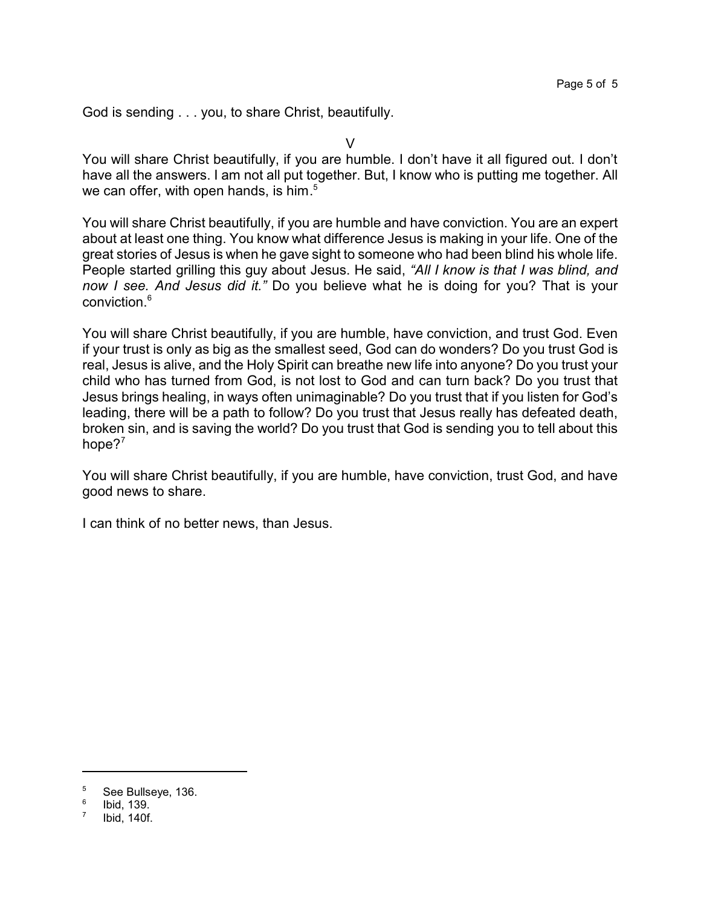God is sending . . . you, to share Christ, beautifully.

V

You will share Christ beautifully, if you are humble. I don't have it all figured out. I don't have all the answers. I am not all put together. But, I know who is putting me together. All we can offer, with open hands, is him.[5]

You will share Christ beautifully, if you are humble and have conviction. You are an expert about at least one thing. You know what difference Jesus is making in your life. One of the great stories of Jesus is when he gave sight to someone who had been blind his whole life. People started grilling this guy about Jesus. He said, *"All I know is that I was blind, and now I see. And Jesus did it."* Do you believe what he is doing for you? That is your conviction.[6]

You will share Christ beautifully, if you are humble, have conviction, and trust God. Even if your trust is only as big as the smallest seed, God can do wonders? Do you trust God is real, Jesus is alive, and the Holy Spirit can breathe new life into anyone? Do you trust your child who has turned from God, is not lost to God and can turn back? Do you trust that Jesus brings healing, in ways often unimaginable? Do you trust that if you listen for God's leading, there will be a path to follow? Do you trust that Jesus really has defeated death, broken sin, and is saving the world? Do you trust that God is sending you to tell about this hope?[7]

You will share Christ beautifully, if you are humble, have conviction, trust God, and have good news to share.

I can think of no better news, than Jesus.

---

[5] See Bullseye, 136.

[6] Ibid, 139.

[7] Ibid, 140f.